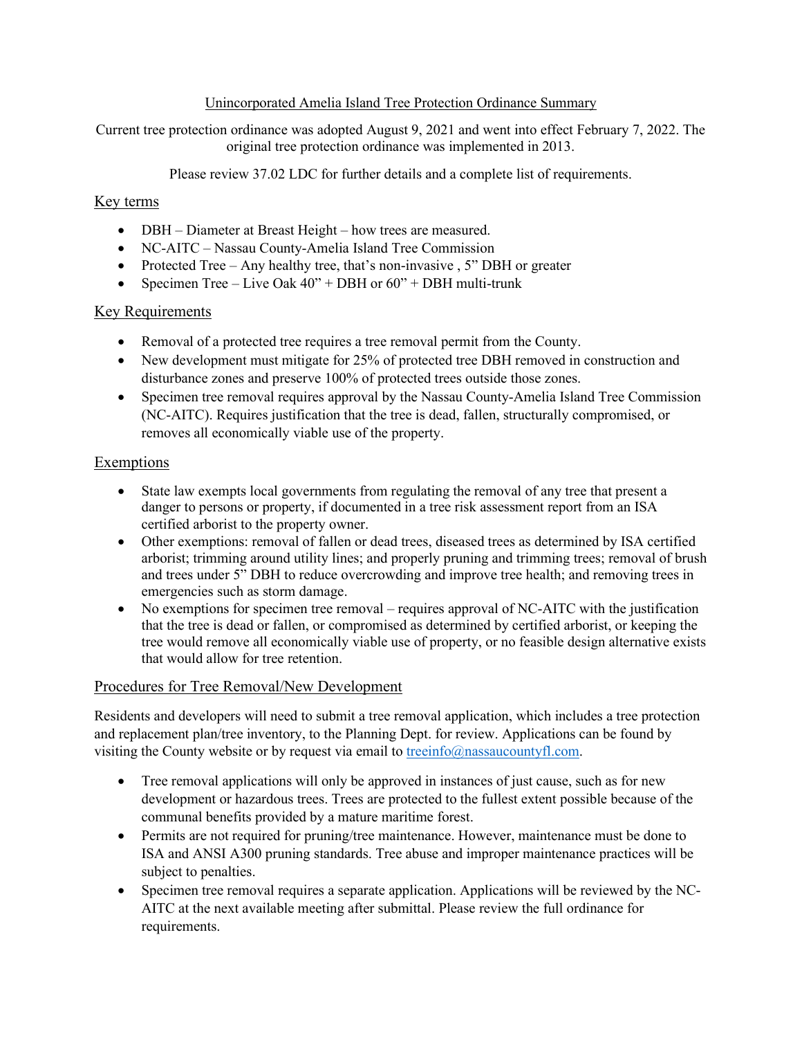# Unincorporated Amelia Island Tree Protection Ordinance Summary

Current tree protection ordinance was adopted August 9, 2021 and went into effect February 7, 2022. The original tree protection ordinance was implemented in 2013.

Please review 37.02 LDC for further details and a complete list of requirements.

## Key terms

- DBH – Diameter at Breast Height – how trees are measured.
- NC-AITC – Nassau County-Amelia Island Tree Commission
- Protected Tree – Any healthy tree, that's non-invasive , 5" DBH or greater
- Specimen Tree – Live Oak 40" + DBH or 60" + DBH multi-trunk

## Key Requirements

- Removal of a protected tree requires a tree removal permit from the County.
- New development must mitigate for 25% of protected tree DBH removed in construction and disturbance zones and preserve 100% of protected trees outside those zones.
- Specimen tree removal requires approval by the Nassau County-Amelia Island Tree Commission (NC-AITC). Requires justification that the tree is dead, fallen, structurally compromised, or removes all economically viable use of the property.

## Exemptions

- State law exempts local governments from regulating the removal of any tree that present a danger to persons or property, if documented in a tree risk assessment report from an ISA certified arborist to the property owner.
- Other exemptions: removal of fallen or dead trees, diseased trees as determined by ISA certified arborist; trimming around utility lines; and properly pruning and trimming trees; removal of brush and trees under 5" DBH to reduce overcrowding and improve tree health; and removing trees in emergencies such as storm damage.
- No exemptions for specimen tree removal – requires approval of NC-AITC with the justification that the tree is dead or fallen, or compromised as determined by certified arborist, or keeping the tree would remove all economically viable use of property, or no feasible design alternative exists that would allow for tree retention.

## Procedures for Tree Removal/New Development

Residents and developers will need to submit a tree removal application, which includes a tree protection and replacement plan/tree inventory, to the Planning Dept. for review. Applications can be found by visiting the County website or by request via email to treeinfo@nassaucountyfl.com.

- Tree removal applications will only be approved in instances of just cause, such as for new development or hazardous trees. Trees are protected to the fullest extent possible because of the communal benefits provided by a mature maritime forest.
- Permits are not required for pruning/tree maintenance. However, maintenance must be done to ISA and ANSI A300 pruning standards. Tree abuse and improper maintenance practices will be subject to penalties.
- Specimen tree removal requires a separate application. Applications will be reviewed by the NC-AITC at the next available meeting after submittal. Please review the full ordinance for requirements.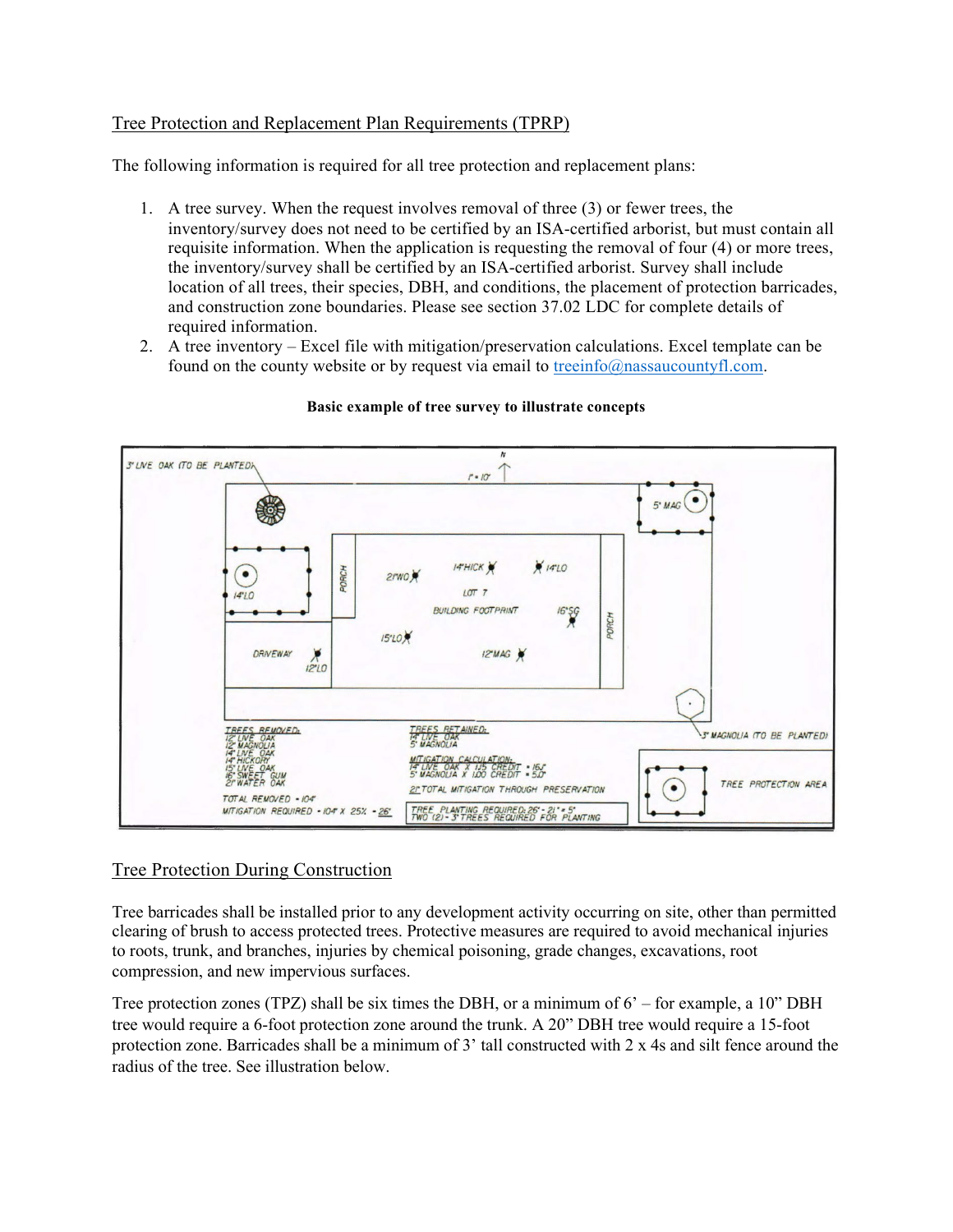## Tree Protection and Replacement Plan Requirements (TPRP)

The following information is required for all tree protection and replacement plans:

1. A tree survey. When the request involves removal of three (3) or fewer trees, the inventory/survey does not need to be certified by an ISA-certified arborist, but must contain all requisite information. When the application is requesting the removal of four (4) or more trees, the inventory/survey shall be certified by an ISA-certified arborist. Survey shall include location of all trees, their species, DBH, and conditions, the placement of protection barricades, and construction zone boundaries. Please see section 37.02 LDC for complete details of required information.
2. A tree inventory – Excel file with mitigation/preservation calculations. Excel template can be found on the county website or by request via email to treeinfo@nassaucountyfl.com.

**Basic example of tree survey to illustrate concepts**

3" LIVE OAK (TO BE PLANTED)

N

1" = 10'

5" MAG

14"LO

PORCH

2'WO

14"HICK

14"LO

LOT 7

BUILDING FOOTPRINT

16"SG

PORCH

15"LO

DRIVEWAY

12"LO

12"MAG

3" MAGNOLIA (TO BE PLANTED)

TREES REMOVED:
12" LIVE OAK
12" MAGNOLIA
14" LIVE OAK
14" HICKORY
15" LIVE OAK
16" SWEET GUM
21" WATER OAK

TOTAL REMOVED = 104"

MITIGATION REQUIRED = 104" X 25% = 26"

TREES RETAINED:
14" LIVE OAK
5" MAGNOLIA

MITIGATION CALCULATION:
14" LIVE OAK X 1.25 CREDIT = 16.5"
5" MAGNOLIA X 1.00 CREDIT = 5.0"

21" TOTAL MITIGATION THROUGH PRESERVATION

TREE PLANTING REQUIRED: 26" - 21" = 5"
TWO (2) - 3" TREES REQUIRED FOR PLANTING

TREE PROTECTION AREA

## Tree Protection During Construction

Tree barricades shall be installed prior to any development activity occurring on site, other than permitted clearing of brush to access protected trees. Protective measures are required to avoid mechanical injuries to roots, trunk, and branches, injuries by chemical poisoning, grade changes, excavations, root compression, and new impervious surfaces.

Tree protection zones (TPZ) shall be six times the DBH, or a minimum of 6' – for example, a 10" DBH tree would require a 6-foot protection zone around the trunk. A 20" DBH tree would require a 15-foot protection zone. Barricades shall be a minimum of 3' tall constructed with 2 x 4s and silt fence around the radius of the tree. See illustration below.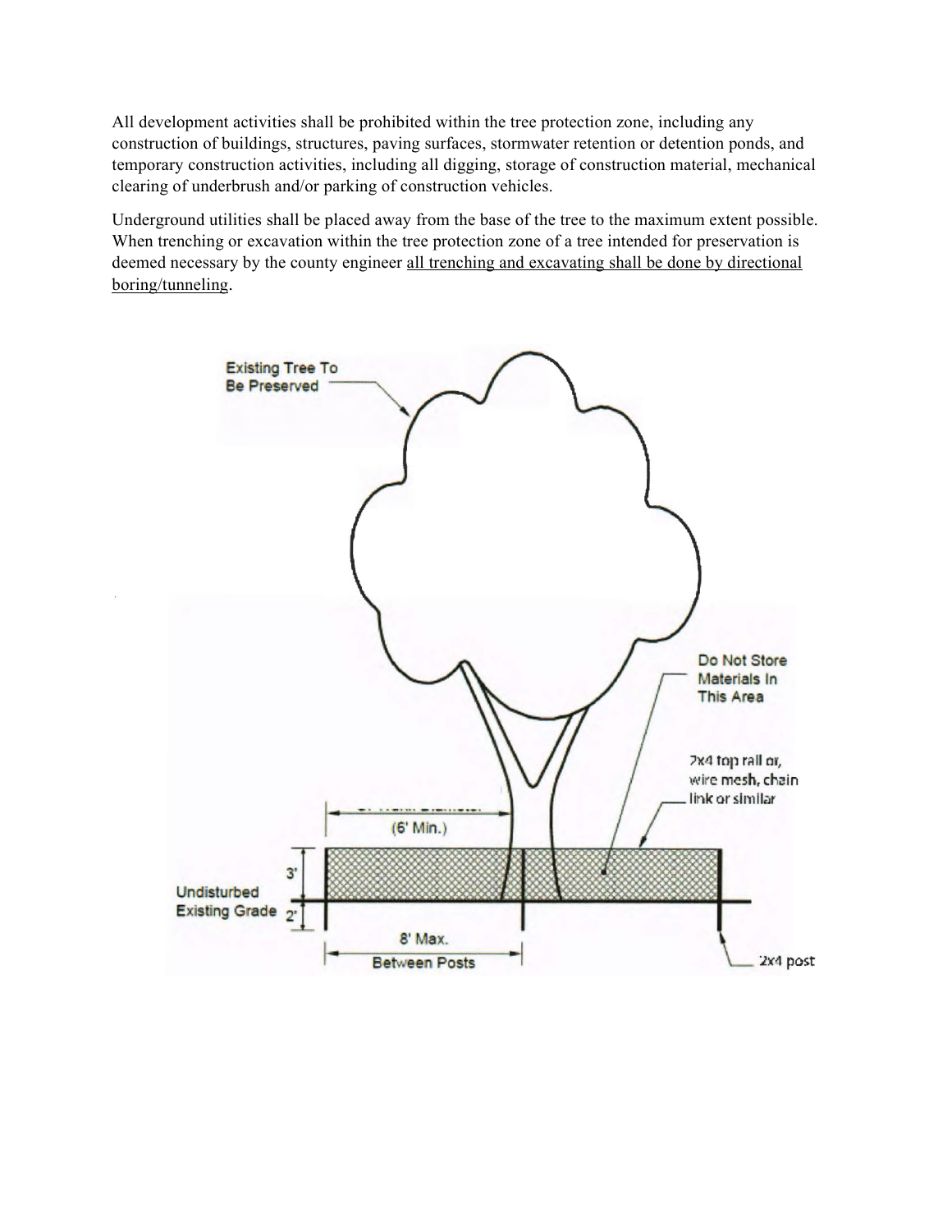All development activities shall be prohibited within the tree protection zone, including any construction of buildings, structures, paving surfaces, stormwater retention or detention ponds, and temporary construction activities, including all digging, storage of construction material, mechanical clearing of underbrush and/or parking of construction vehicles.

Underground utilities shall be placed away from the base of the tree to the maximum extent possible. When trenching or excavation within the tree protection zone of a tree intended for preservation is deemed necessary by the county engineer <u>all trenching and excavating shall be done by directional boring/tunneling</u>.

Existing Tree To Be Preserved

Do Not Store Materials In This Area

2x4 top rail or, wire mesh, chain link or similar

(6' Min.)

3'

Undisturbed Existing Grade

2'

8' Max. Between Posts

2x4 post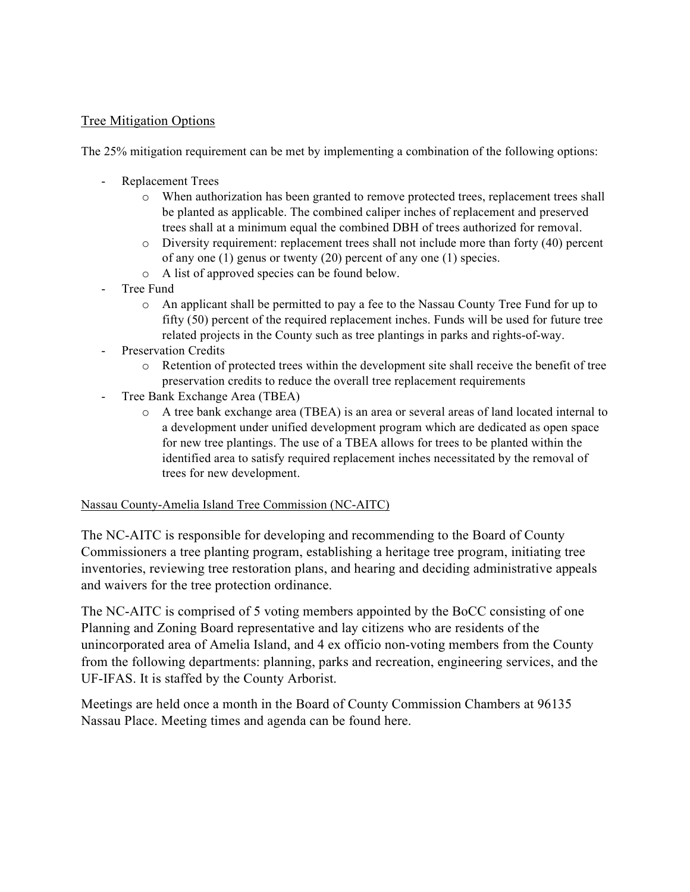## Tree Mitigation Options

The 25% mitigation requirement can be met by implementing a combination of the following options:

- Replacement Trees
    - When authorization has been granted to remove protected trees, replacement trees shall be planted as applicable. The combined caliper inches of replacement and preserved trees shall at a minimum equal the combined DBH of trees authorized for removal.
    - Diversity requirement: replacement trees shall not include more than forty (40) percent of any one (1) genus or twenty (20) percent of any one (1) species.
    - A list of approved species can be found below.
- Tree Fund
    - An applicant shall be permitted to pay a fee to the Nassau County Tree Fund for up to fifty (50) percent of the required replacement inches. Funds will be used for future tree related projects in the County such as tree plantings in parks and rights-of-way.
- Preservation Credits
    - Retention of protected trees within the development site shall receive the benefit of tree preservation credits to reduce the overall tree replacement requirements
- Tree Bank Exchange Area (TBEA)
    - A tree bank exchange area (TBEA) is an area or several areas of land located internal to a development under unified development program which are dedicated as open space for new tree plantings. The use of a TBEA allows for trees to be planted within the identified area to satisfy required replacement inches necessitated by the removal of trees for new development.

### Nassau County-Amelia Island Tree Commission (NC-AITC)

The NC-AITC is responsible for developing and recommending to the Board of County Commissioners a tree planting program, establishing a heritage tree program, initiating tree inventories, reviewing tree restoration plans, and hearing and deciding administrative appeals and waivers for the tree protection ordinance.

The NC-AITC is comprised of 5 voting members appointed by the BoCC consisting of one Planning and Zoning Board representative and lay citizens who are residents of the unincorporated area of Amelia Island, and 4 ex officio non-voting members from the County from the following departments: planning, parks and recreation, engineering services, and the UF-IFAS. It is staffed by the County Arborist.

Meetings are held once a month in the Board of County Commission Chambers at 96135 Nassau Place. Meeting times and agenda can be found here.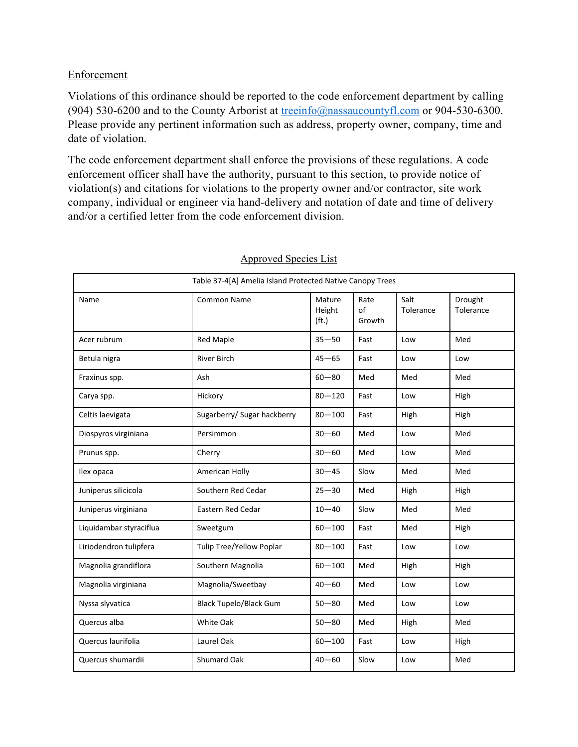Enforcement

Violations of this ordinance should be reported to the code enforcement department by calling (904) 530-6200 and to the County Arborist at treeinfo@nassaucountyfl.com or 904-530-6300. Please provide any pertinent information such as address, property owner, company, time and date of violation.

The code enforcement department shall enforce the provisions of these regulations. A code enforcement officer shall have the authority, pursuant to this section, to provide notice of violation(s) and citations for violations to the property owner and/or contractor, site work company, individual or engineer via hand-delivery and notation of date and time of delivery and/or a certified letter from the code enforcement division.

Approved Species List

| Table 37-4[A] Amelia Island Protected Native Canopy Trees | | | | | |
|---|---|---|---|---|---|
| Name | Common Name | Mature Height (ft.) | Rate of Growth | Salt Tolerance | Drought Tolerance |
| Acer rubrum | Red Maple | 35—50 | Fast | Low | Med |
| Betula nigra | River Birch | 45—65 | Fast | Low | Low |
| Fraxinus spp. | Ash | 60—80 | Med | Med | Med |
| Carya spp. | Hickory | 80—120 | Fast | Low | High |
| Celtis laevigata | Sugarberry/ Sugar hackberry | 80—100 | Fast | High | High |
| Diospyros virginiana | Persimmon | 30—60 | Med | Low | Med |
| Prunus spp. | Cherry | 30—60 | Med | Low | Med |
| Ilex opaca | American Holly | 30—45 | Slow | Med | Med |
| Juniperus silicicola | Southern Red Cedar | 25—30 | Med | High | High |
| Juniperus virginiana | Eastern Red Cedar | 10—40 | Slow | Med | Med |
| Liquidambar styraciflua | Sweetgum | 60—100 | Fast | Med | High |
| Liriodendron tulipfera | Tulip Tree/Yellow Poplar | 80—100 | Fast | Low | Low |
| Magnolia grandiflora | Southern Magnolia | 60—100 | Med | High | High |
| Magnolia virginiana | Magnolia/Sweetbay | 40—60 | Med | Low | Low |
| Nyssa slyvatica | Black Tupelo/Black Gum | 50—80 | Med | Low | Low |
| Quercus alba | White Oak | 50—80 | Med | High | Med |
| Quercus laurifolia | Laurel Oak | 60—100 | Fast | Low | High |
| Quercus shumardii | Shumard Oak | 40—60 | Slow | Low | Med |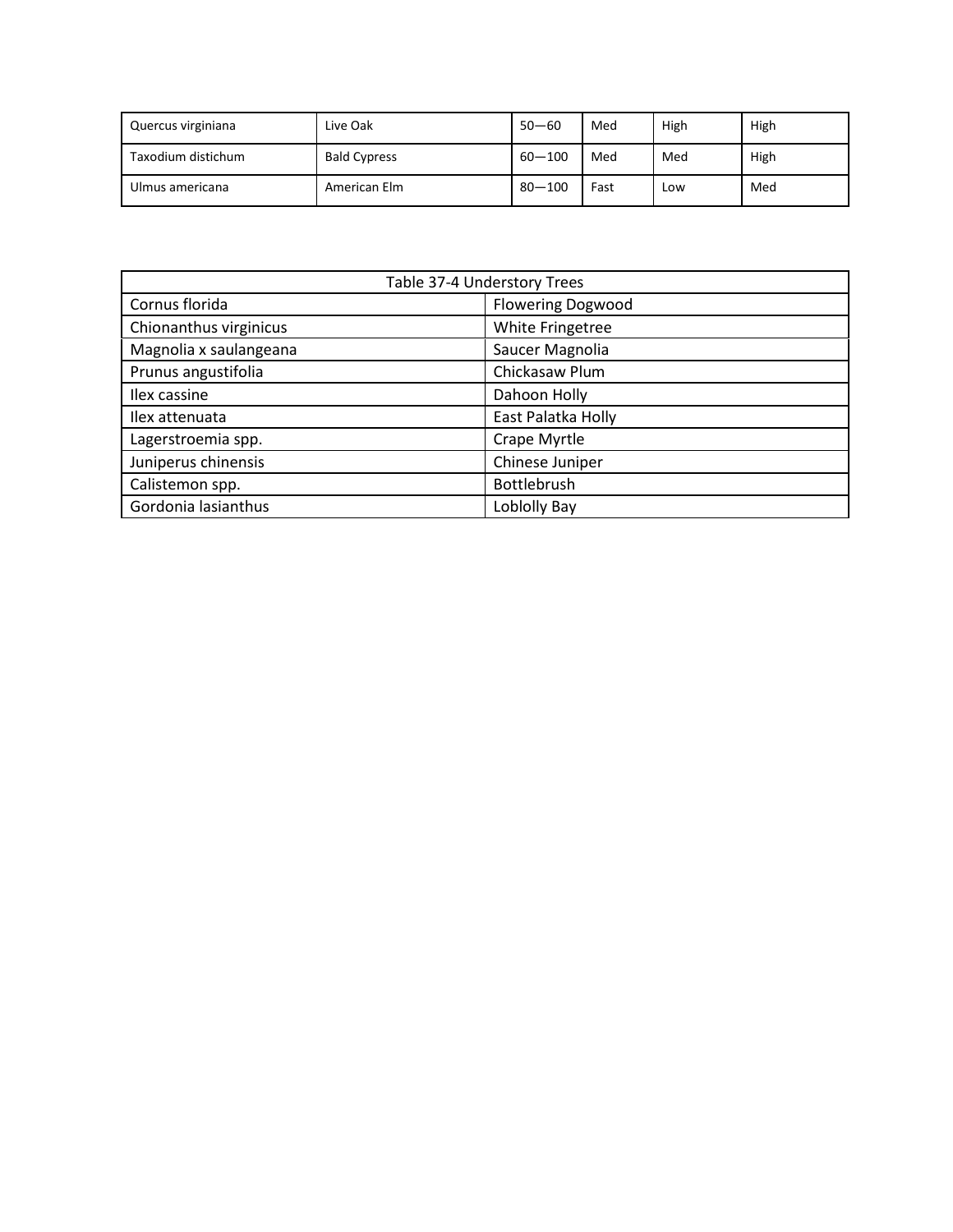| | | | | | |
|---|---|---|---|---|---|
| Quercus virginiana | Live Oak | 50—60 | Med | High | High |
| Taxodium distichum | Bald Cypress | 60—100 | Med | Med | High |
| Ulmus americana | American Elm | 80—100 | Fast | Low | Med |

| Table 37-4 Understory Trees | |
|---|---|
| Cornus florida | Flowering Dogwood |
| Chionanthus virginicus | White Fringetree |
| Magnolia x saulangeana | Saucer Magnolia |
| Prunus angustifolia | Chickasaw Plum |
| Ilex cassine | Dahoon Holly |
| Ilex attenuata | East Palatka Holly |
| Lagerstroemia spp. | Crape Myrtle |
| Juniperus chinensis | Chinese Juniper |
| Calistemon spp. | Bottlebrush |
| Gordonia lasianthus | Loblolly Bay |